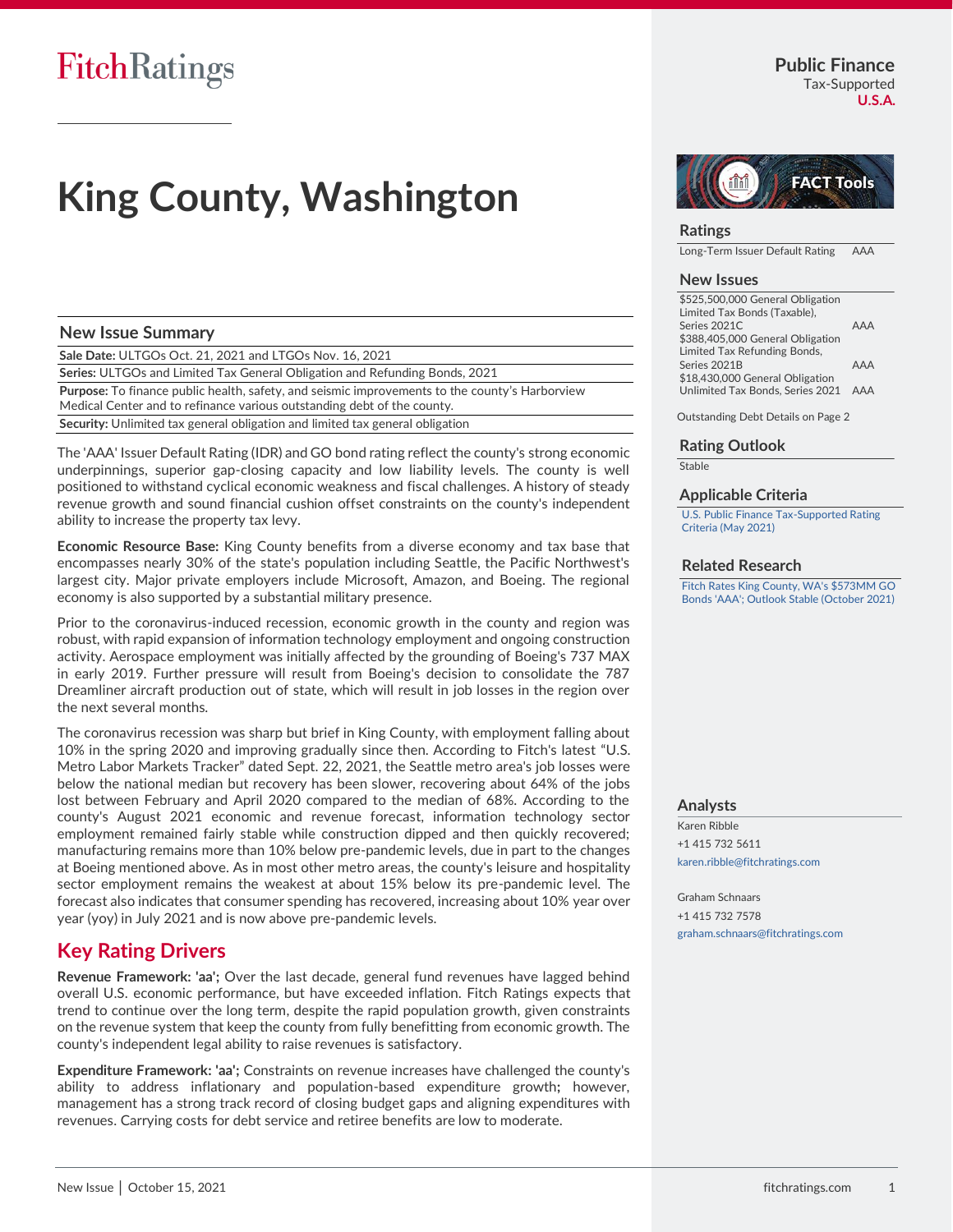# King County, Washington

**Public Finance**
Tax-Supported
**U.S.A.**

## New Issue Summary

| |
|---|
| **Sale Date:** ULTGOs Oct. 21, 2021 and LTGOs Nov. 16, 2021 |
| **Series:** ULTGOs and Limited Tax General Obligation and Refunding Bonds, 2021 |
| **Purpose:** To finance public health, safety, and seismic improvements to the county's Harborview Medical Center and to refinance various outstanding debt of the county. |
| **Security:** Unlimited tax general obligation and limited tax general obligation |

The 'AAA' Issuer Default Rating (IDR) and GO bond rating reflect the county's strong economic underpinnings, superior gap-closing capacity and low liability levels. The county is well positioned to withstand cyclical economic weakness and fiscal challenges. A history of steady revenue growth and sound financial cushion offset constraints on the county's independent ability to increase the property tax levy.

**Economic Resource Base:** King County benefits from a diverse economy and tax base that encompasses nearly 30% of the state's population including Seattle, the Pacific Northwest's largest city. Major private employers include Microsoft, Amazon, and Boeing. The regional economy is also supported by a substantial military presence.

Prior to the coronavirus-induced recession, economic growth in the county and region was robust, with rapid expansion of information technology employment and ongoing construction activity. Aerospace employment was initially affected by the grounding of Boeing's 737 MAX in early 2019. Further pressure will result from Boeing's decision to consolidate the 787 Dreamliner aircraft production out of state, which will result in job losses in the region over the next several months.

The coronavirus recession was sharp but brief in King County, with employment falling about 10% in the spring 2020 and improving gradually since then. According to Fitch's latest "U.S. Metro Labor Markets Tracker" dated Sept. 22, 2021, the Seattle metro area's job losses were below the national median but recovery has been slower, recovering about 64% of the jobs lost between February and April 2020 compared to the median of 68%. According to the county's August 2021 economic and revenue forecast, information technology sector employment remained fairly stable while construction dipped and then quickly recovered; manufacturing remains more than 10% below pre-pandemic levels, due in part to the changes at Boeing mentioned above. As in most other metro areas, the county's leisure and hospitality sector employment remains the weakest at about 15% below its pre-pandemic level. The forecast also indicates that consumer spending has recovered, increasing about 10% year over year (yoy) in July 2021 and is now above pre-pandemic levels.

## Key Rating Drivers

**Revenue Framework: 'aa';** Over the last decade, general fund revenues have lagged behind overall U.S. economic performance, but have exceeded inflation. Fitch Ratings expects that trend to continue over the long term, despite the rapid population growth, given constraints on the revenue system that keep the county from fully benefitting from economic growth. The county's independent legal ability to raise revenues is satisfactory.

**Expenditure Framework: 'aa';** Constraints on revenue increases have challenged the county's ability to address inflationary and population-based expenditure growth; however, management has a strong track record of closing budget gaps and aligning expenditures with revenues. Carrying costs for debt service and retiree benefits are low to moderate.

### Ratings

| | |
|---|---|
| Long-Term Issuer Default Rating | AAA |

### New Issues

| | |
|---|---|
| $525,500,000 General Obligation Limited Tax Bonds (Taxable), Series 2021C | AAA |
| $388,405,000 General Obligation Limited Tax Refunding Bonds, Series 2021B | AAA |
| $18,430,000 General Obligation Unlimited Tax Bonds, Series 2021 | AAA |

Outstanding Debt Details on Page 2

### Rating Outlook

Stable

### Applicable Criteria

U.S. Public Finance Tax-Supported Rating Criteria (May 2021)

### Related Research

Fitch Rates King County, WA's $573MM GO Bonds 'AAA'; Outlook Stable (October 2021)

### Analysts

Karen Ribble
+1 415 732 5611
karen.ribble@fitchratings.com

Graham Schnaars
+1 415 732 7578
graham.schnaars@fitchratings.com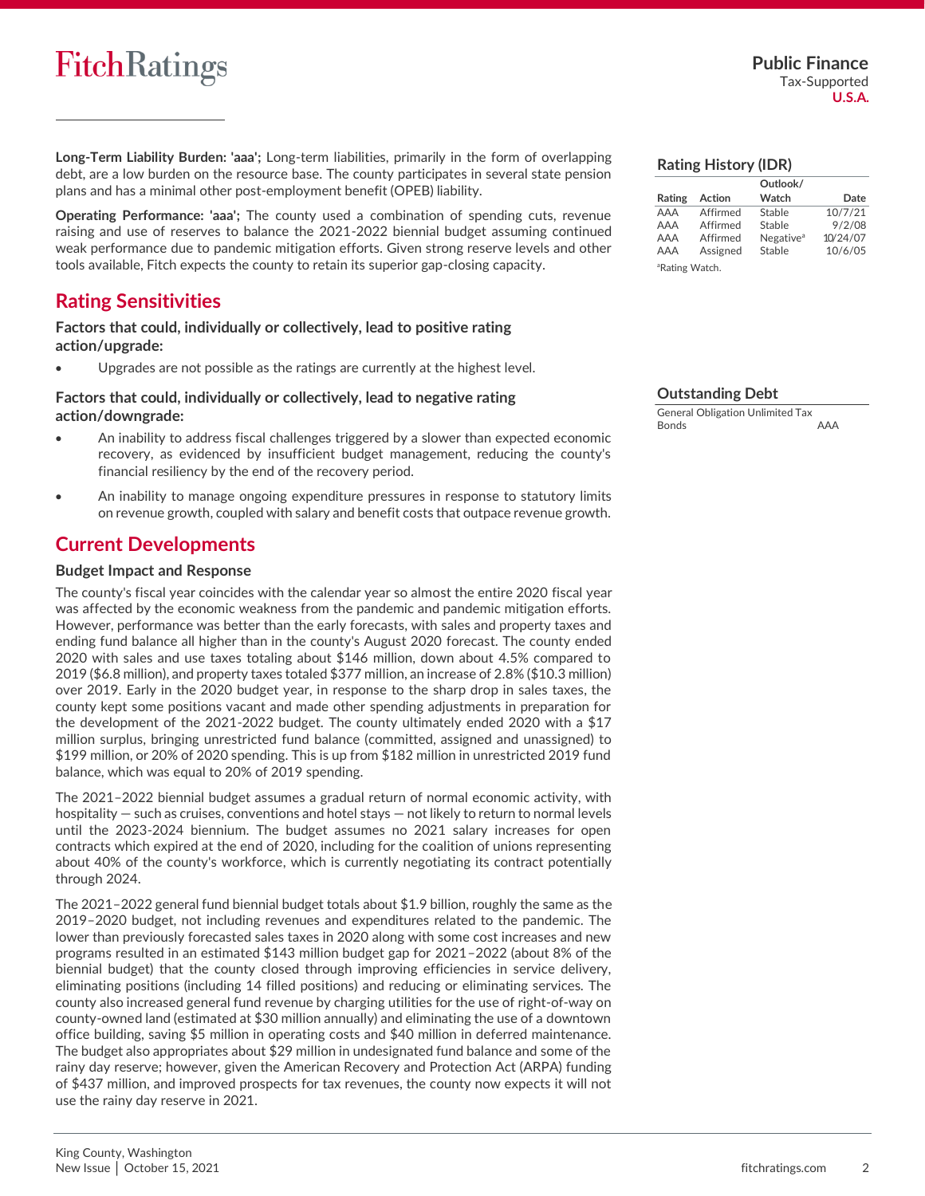**Long-Term Liability Burden: 'aaa';** Long-term liabilities, primarily in the form of overlapping debt, are a low burden on the resource base. The county participates in several state pension plans and has a minimal other post-employment benefit (OPEB) liability.

**Operating Performance: 'aaa';** The county used a combination of spending cuts, revenue raising and use of reserves to balance the 2021-2022 biennial budget assuming continued weak performance due to pandemic mitigation efforts. Given strong reserve levels and other tools available, Fitch expects the county to retain its superior gap-closing capacity.

## Rating Sensitivities

### Factors that could, individually or collectively, lead to positive rating action/upgrade:

- Upgrades are not possible as the ratings are currently at the highest level.

### Factors that could, individually or collectively, lead to negative rating action/downgrade:

- An inability to address fiscal challenges triggered by a slower than expected economic recovery, as evidenced by insufficient budget management, reducing the county's financial resiliency by the end of the recovery period.
- An inability to manage ongoing expenditure pressures in response to statutory limits on revenue growth, coupled with salary and benefit costs that outpace revenue growth.

## Current Developments

### Budget Impact and Response

The county's fiscal year coincides with the calendar year so almost the entire 2020 fiscal year was affected by the economic weakness from the pandemic and pandemic mitigation efforts. However, performance was better than the early forecasts, with sales and property taxes and ending fund balance all higher than in the county's August 2020 forecast. The county ended 2020 with sales and use taxes totaling about $146 million, down about 4.5% compared to 2019 ($6.8 million), and property taxes totaled $377 million, an increase of 2.8% ($10.3 million) over 2019. Early in the 2020 budget year, in response to the sharp drop in sales taxes, the county kept some positions vacant and made other spending adjustments in preparation for the development of the 2021-2022 budget. The county ultimately ended 2020 with a $17 million surplus, bringing unrestricted fund balance (committed, assigned and unassigned) to $199 million, or 20% of 2020 spending. This is up from $182 million in unrestricted 2019 fund balance, which was equal to 20% of 2019 spending.

The 2021–2022 biennial budget assumes a gradual return of normal economic activity, with hospitality — such as cruises, conventions and hotel stays — not likely to return to normal levels until the 2023-2024 biennium. The budget assumes no 2021 salary increases for open contracts which expired at the end of 2020, including for the coalition of unions representing about 40% of the county's workforce, which is currently negotiating its contract potentially through 2024.

The 2021–2022 general fund biennial budget totals about $1.9 billion, roughly the same as the 2019–2020 budget, not including revenues and expenditures related to the pandemic. The lower than previously forecasted sales taxes in 2020 along with some cost increases and new programs resulted in an estimated $143 million budget gap for 2021–2022 (about 8% of the biennial budget) that the county closed through improving efficiencies in service delivery, eliminating positions (including 14 filled positions) and reducing or eliminating services. The county also increased general fund revenue by charging utilities for the use of right-of-way on county-owned land (estimated at $30 million annually) and eliminating the use of a downtown office building, saving $5 million in operating costs and $40 million in deferred maintenance. The budget also appropriates about $29 million in undesignated fund balance and some of the rainy day reserve; however, given the American Recovery and Protection Act (ARPA) funding of $437 million, and improved prospects for tax revenues, the county now expects it will not use the rainy day reserve in 2021.

### Rating History (IDR)

| Rating | Action | Outlook/ Watch | Date |
|---|---|---|---|
| AAA | Affirmed | Stable | 10/7/21 |
| AAA | Affirmed | Stable | 9/2/08 |
| AAA | Affirmed | Negative[a] | 10/24/07 |
| AAA | Assigned | Stable | 10/6/05 |

[a]Rating Watch.

### Outstanding Debt

| | |
|---|---|
| General Obligation Unlimited Tax Bonds | AAA |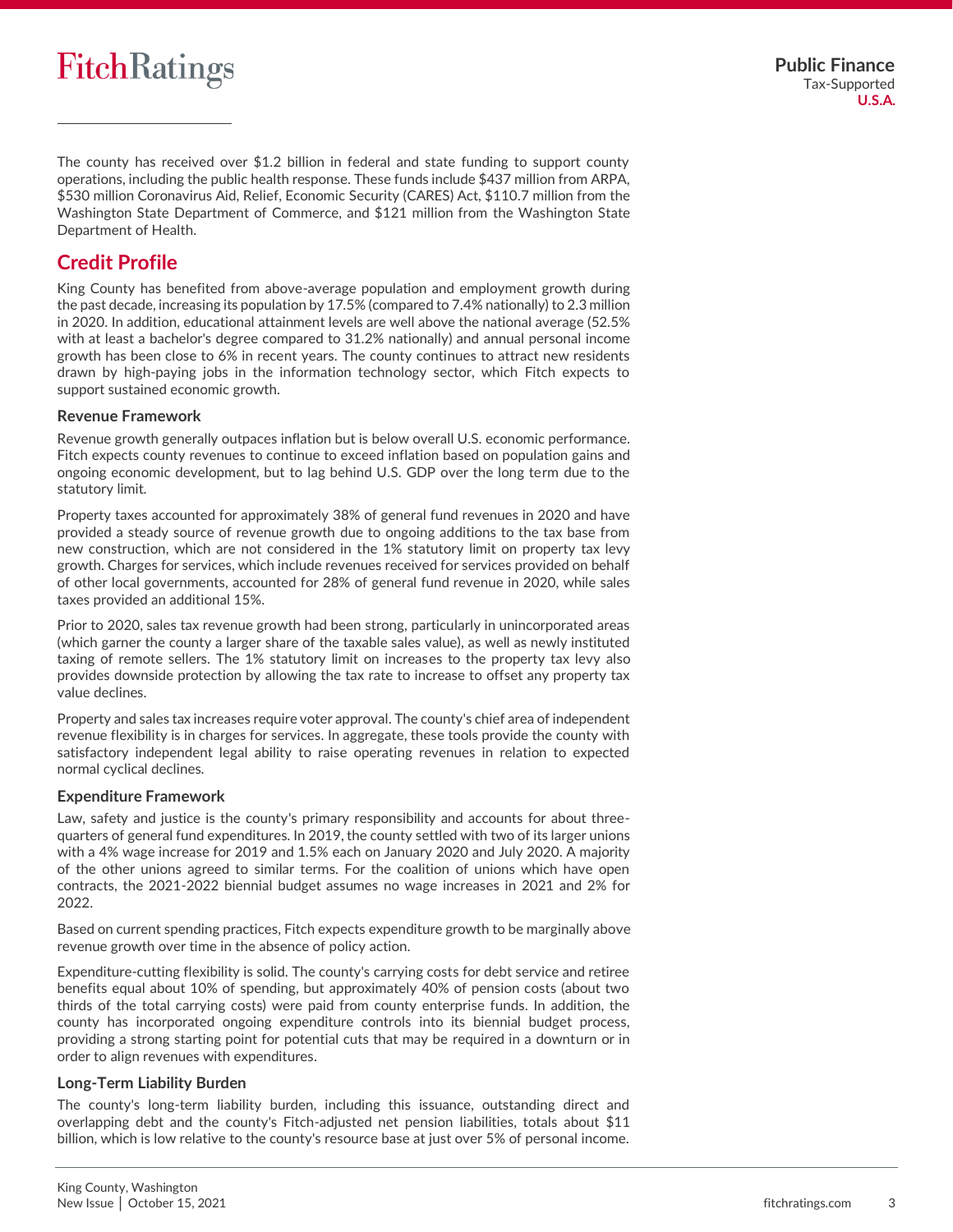The county has received over $1.2 billion in federal and state funding to support county operations, including the public health response. These funds include $437 million from ARPA, $530 million Coronavirus Aid, Relief, Economic Security (CARES) Act, $110.7 million from the Washington State Department of Commerce, and $121 million from the Washington State Department of Health.

## Credit Profile

King County has benefited from above-average population and employment growth during the past decade, increasing its population by 17.5% (compared to 7.4% nationally) to 2.3 million in 2020. In addition, educational attainment levels are well above the national average (52.5% with at least a bachelor's degree compared to 31.2% nationally) and annual personal income growth has been close to 6% in recent years. The county continues to attract new residents drawn by high-paying jobs in the information technology sector, which Fitch expects to support sustained economic growth.

### Revenue Framework

Revenue growth generally outpaces inflation but is below overall U.S. economic performance. Fitch expects county revenues to continue to exceed inflation based on population gains and ongoing economic development, but to lag behind U.S. GDP over the long term due to the statutory limit.

Property taxes accounted for approximately 38% of general fund revenues in 2020 and have provided a steady source of revenue growth due to ongoing additions to the tax base from new construction, which are not considered in the 1% statutory limit on property tax levy growth. Charges for services, which include revenues received for services provided on behalf of other local governments, accounted for 28% of general fund revenue in 2020, while sales taxes provided an additional 15%.

Prior to 2020, sales tax revenue growth had been strong, particularly in unincorporated areas (which garner the county a larger share of the taxable sales value), as well as newly instituted taxing of remote sellers. The 1% statutory limit on increases to the property tax levy also provides downside protection by allowing the tax rate to increase to offset any property tax value declines.

Property and sales tax increases require voter approval. The county's chief area of independent revenue flexibility is in charges for services. In aggregate, these tools provide the county with satisfactory independent legal ability to raise operating revenues in relation to expected normal cyclical declines.

### Expenditure Framework

Law, safety and justice is the county's primary responsibility and accounts for about three-quarters of general fund expenditures. In 2019, the county settled with two of its larger unions with a 4% wage increase for 2019 and 1.5% each on January 2020 and July 2020. A majority of the other unions agreed to similar terms. For the coalition of unions which have open contracts, the 2021-2022 biennial budget assumes no wage increases in 2021 and 2% for 2022.

Based on current spending practices, Fitch expects expenditure growth to be marginally above revenue growth over time in the absence of policy action.

Expenditure-cutting flexibility is solid. The county's carrying costs for debt service and retiree benefits equal about 10% of spending, but approximately 40% of pension costs (about two thirds of the total carrying costs) were paid from county enterprise funds. In addition, the county has incorporated ongoing expenditure controls into its biennial budget process, providing a strong starting point for potential cuts that may be required in a downturn or in order to align revenues with expenditures.

### Long-Term Liability Burden

The county's long-term liability burden, including this issuance, outstanding direct and overlapping debt and the county's Fitch-adjusted net pension liabilities, totals about $11 billion, which is low relative to the county's resource base at just over 5% of personal income.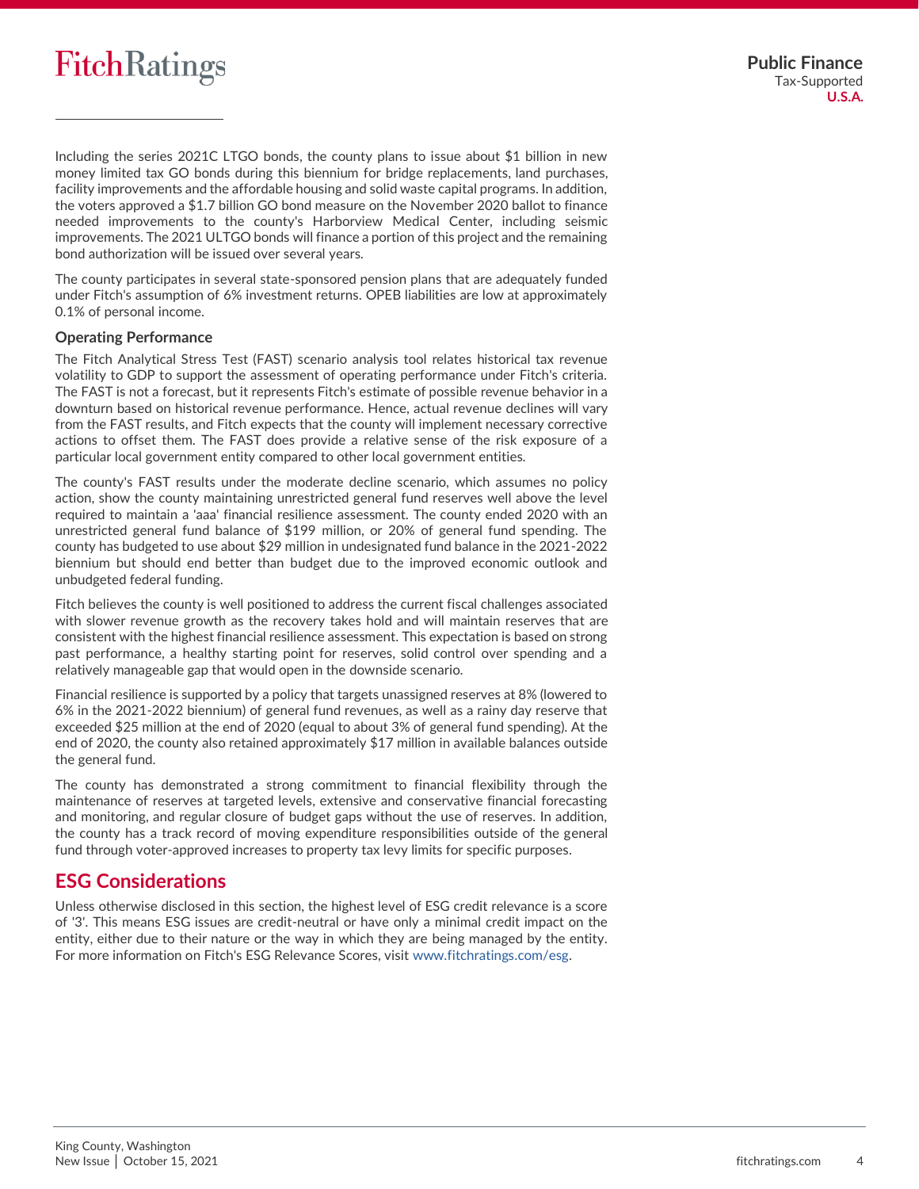Including the series 2021C LTGO bonds, the county plans to issue about $1 billion in new money limited tax GO bonds during this biennium for bridge replacements, land purchases, facility improvements and the affordable housing and solid waste capital programs. In addition, the voters approved a $1.7 billion GO bond measure on the November 2020 ballot to finance needed improvements to the county's Harborview Medical Center, including seismic improvements. The 2021 ULTGO bonds will finance a portion of this project and the remaining bond authorization will be issued over several years.

The county participates in several state-sponsored pension plans that are adequately funded under Fitch's assumption of 6% investment returns. OPEB liabilities are low at approximately 0.1% of personal income.

### Operating Performance

The Fitch Analytical Stress Test (FAST) scenario analysis tool relates historical tax revenue volatility to GDP to support the assessment of operating performance under Fitch's criteria. The FAST is not a forecast, but it represents Fitch's estimate of possible revenue behavior in a downturn based on historical revenue performance. Hence, actual revenue declines will vary from the FAST results, and Fitch expects that the county will implement necessary corrective actions to offset them. The FAST does provide a relative sense of the risk exposure of a particular local government entity compared to other local government entities.

The county's FAST results under the moderate decline scenario, which assumes no policy action, show the county maintaining unrestricted general fund reserves well above the level required to maintain a 'aaa' financial resilience assessment. The county ended 2020 with an unrestricted general fund balance of $199 million, or 20% of general fund spending. The county has budgeted to use about $29 million in undesignated fund balance in the 2021-2022 biennium but should end better than budget due to the improved economic outlook and unbudgeted federal funding.

Fitch believes the county is well positioned to address the current fiscal challenges associated with slower revenue growth as the recovery takes hold and will maintain reserves that are consistent with the highest financial resilience assessment. This expectation is based on strong past performance, a healthy starting point for reserves, solid control over spending and a relatively manageable gap that would open in the downside scenario.

Financial resilience is supported by a policy that targets unassigned reserves at 8% (lowered to 6% in the 2021-2022 biennium) of general fund revenues, as well as a rainy day reserve that exceeded $25 million at the end of 2020 (equal to about 3% of general fund spending). At the end of 2020, the county also retained approximately $17 million in available balances outside the general fund.

The county has demonstrated a strong commitment to financial flexibility through the maintenance of reserves at targeted levels, extensive and conservative financial forecasting and monitoring, and regular closure of budget gaps without the use of reserves. In addition, the county has a track record of moving expenditure responsibilities outside of the general fund through voter-approved increases to property tax levy limits for specific purposes.

## ESG Considerations

Unless otherwise disclosed in this section, the highest level of ESG credit relevance is a score of '3'. This means ESG issues are credit-neutral or have only a minimal credit impact on the entity, either due to their nature or the way in which they are being managed by the entity. For more information on Fitch's ESG Relevance Scores, visit www.fitchratings.com/esg.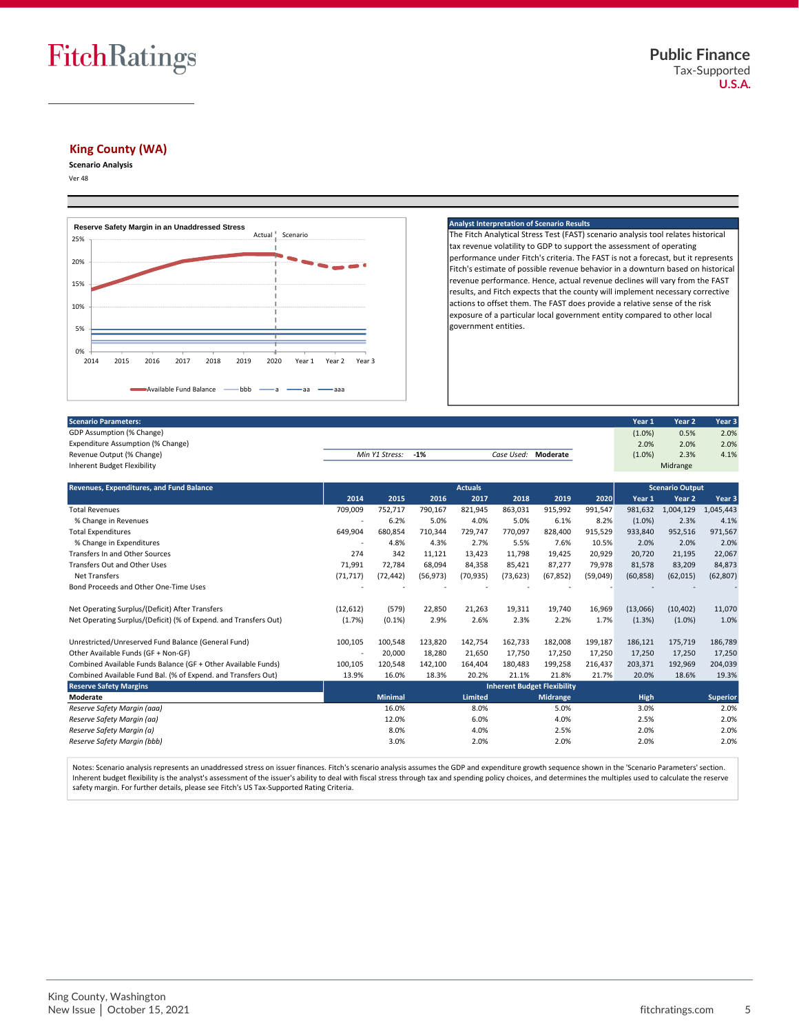# King County (WA)

**Scenario Analysis**

Ver 48

**Reserve Safety Margin in an Unaddressed Stress**

Actual | Scenario

Available Fund Balance — bbb — a — aa — aaa

**Analyst Interpretation of Scenario Results**

The Fitch Analytical Stress Test (FAST) scenario analysis tool relates historical tax revenue volatility to GDP to support the assessment of operating performance under Fitch's criteria. The FAST is not a forecast, but it represents Fitch's estimate of possible revenue behavior in a downturn based on historical revenue performance. Hence, actual revenue declines will vary from the FAST results, and Fitch expects that the county will implement necessary corrective actions to offset them. The FAST does provide a relative sense of the risk exposure of a particular local government entity compared to other local government entities.

| Scenario Parameters: | | | Year 1 | Year 2 | Year 3 |
|---|---|---|---|---|---|
| GDP Assumption (% Change) | | | (1.0%) | 0.5% | 2.0% |
| Expenditure Assumption (% Change) | | | 2.0% | 2.0% | 2.0% |
| Revenue Output (% Change) | Min Y1 Stress: -1% | Case Used: Moderate | (1.0%) | 2.3% | 4.1% |
| Inherent Budget Flexibility | | | | Midrange | |

| Revenues, Expenditures, and Fund Balance | Actuals | | | | | | | Scenario Output | | |
|---|---|---|---|---|---|---|---|---|---|---|
| | 2014 | 2015 | 2016 | 2017 | 2018 | 2019 | 2020 | Year 1 | Year 2 | Year 3 |
| Total Revenues | 709,009 | 752,717 | 790,167 | 821,945 | 863,031 | 915,992 | 991,547 | 981,632 | 1,004,129 | 1,045,443 |
| % Change in Revenues | - | 6.2% | 5.0% | 4.0% | 5.0% | 6.1% | 8.2% | (1.0%) | 2.3% | 4.1% |
| Total Expenditures | 649,904 | 680,854 | 710,344 | 729,747 | 770,097 | 828,400 | 915,529 | 933,840 | 952,516 | 971,567 |
| % Change in Expenditures | - | 4.8% | 4.3% | 2.7% | 5.5% | 7.6% | 10.5% | 2.0% | 2.0% | 2.0% |
| Transfers In and Other Sources | 274 | 342 | 11,121 | 13,423 | 11,798 | 19,425 | 20,929 | 20,720 | 21,195 | 22,067 |
| Transfers Out and Other Uses | 71,991 | 72,784 | 68,094 | 84,358 | 85,421 | 87,277 | 79,978 | 81,578 | 83,209 | 84,873 |
| Net Transfers | (71,717) | (72,442) | (56,973) | (70,935) | (73,623) | (67,852) | (59,049) | (60,858) | (62,015) | (62,807) |
| Bond Proceeds and Other One-Time Uses | - | - | - | - | - | - | - | - | - | - |
| | | | | | | | | | | |
| Net Operating Surplus/(Deficit) After Transfers | (12,612) | (579) | 22,850 | 21,263 | 19,311 | 19,740 | 16,969 | (13,066) | (10,402) | 11,070 |
| Net Operating Surplus/(Deficit) (% of Expend. and Transfers Out) | (1.7%) | (0.1%) | 2.9% | 2.6% | 2.3% | 2.2% | 1.7% | (1.3%) | (1.0%) | 1.0% |
| | | | | | | | | | | |
| Unrestricted/Unreserved Fund Balance (General Fund) | 100,105 | 100,548 | 123,820 | 142,754 | 162,733 | 182,008 | 199,187 | 186,121 | 175,719 | 186,789 |
| Other Available Funds (GF + Non-GF) | - | 20,000 | 18,280 | 21,650 | 17,750 | 17,250 | 17,250 | 17,250 | 17,250 | 17,250 |
| Combined Available Funds Balance (GF + Other Available Funds) | 100,105 | 120,548 | 142,100 | 164,404 | 180,483 | 199,258 | 216,437 | 203,371 | 192,969 | 204,039 |
| Combined Available Fund Bal. (% of Expend. and Transfers Out) | 13.9% | 16.0% | 18.3% | 20.2% | 21.1% | 21.8% | 21.7% | 20.0% | 18.6% | 19.3% |

| Reserve Safety Margins | Inherent Budget Flexibility | | | | |
|---|---|---|---|---|---|
| Moderate | Minimal | Limited | Midrange | High | Superior |
| *Reserve Safety Margin (aaa)* | 16.0% | 8.0% | 5.0% | 3.0% | 2.0% |
| *Reserve Safety Margin (aa)* | 12.0% | 6.0% | 4.0% | 2.5% | 2.0% |
| *Reserve Safety Margin (a)* | 8.0% | 4.0% | 2.5% | 2.0% | 2.0% |
| *Reserve Safety Margin (bbb)* | 3.0% | 2.0% | 2.0% | 2.0% | 2.0% |

Notes: Scenario analysis represents an unaddressed stress on issuer finances. Fitch's scenario analysis assumes the GDP and expenditure growth sequence shown in the 'Scenario Parameters' section. Inherent budget flexibility is the analyst's assessment of the issuer's ability to deal with fiscal stress through tax and spending policy choices, and determines the multiples used to calculate the reserve safety margin. For further details, please see Fitch's US Tax-Supported Rating Criteria.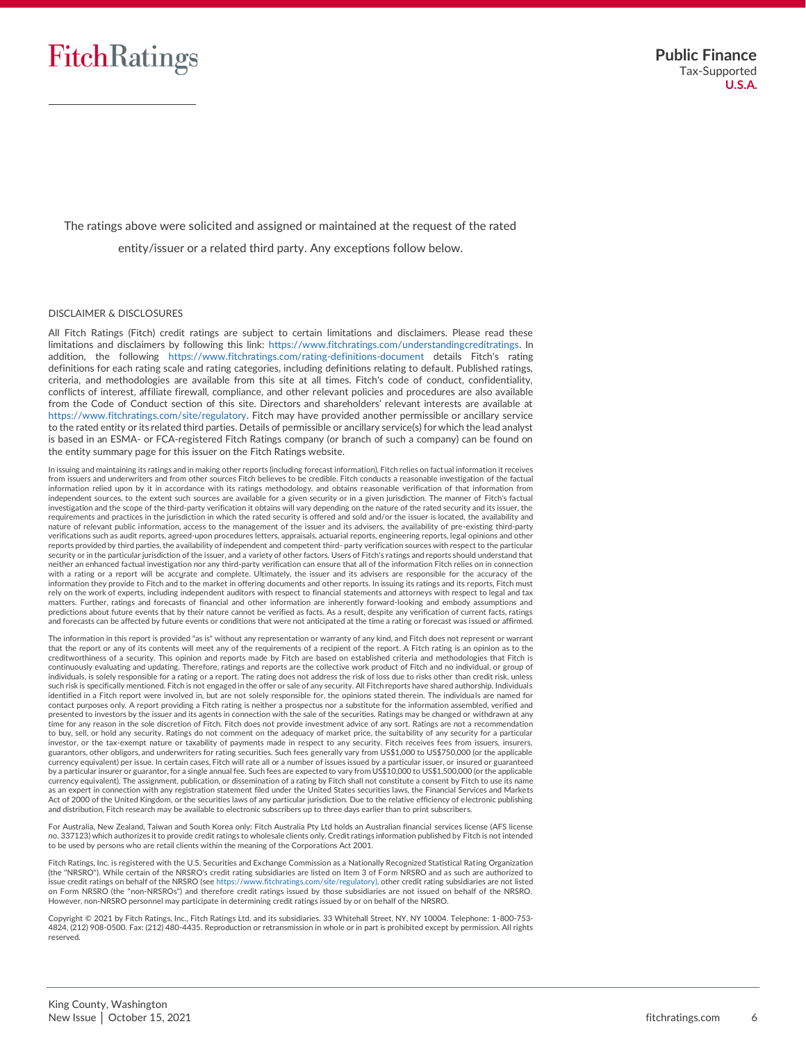The ratings above were solicited and assigned or maintained at the request of the rated entity/issuer or a related third party. Any exceptions follow below.

DISCLAIMER & DISCLOSURES

All Fitch Ratings (Fitch) credit ratings are subject to certain limitations and disclaimers. Please read these limitations and disclaimers by following this link: https://www.fitchratings.com/understandingcreditratings. In addition, the following https://www.fitchratings.com/rating-definitions-document details Fitch's rating definitions for each rating scale and rating categories, including definitions relating to default. Published ratings, criteria, and methodologies are available from this site at all times. Fitch's code of conduct, confidentiality, conflicts of interest, affiliate firewall, compliance, and other relevant policies and procedures are also available from the Code of Conduct section of this site. Directors and shareholders' relevant interests are available at https://www.fitchratings.com/site/regulatory. Fitch may have provided another permissible or ancillary service to the rated entity or its related third parties. Details of permissible or ancillary service(s) for which the lead analyst is based in an ESMA- or FCA-registered Fitch Ratings company (or branch of such a company) can be found on the entity summary page for this issuer on the Fitch Ratings website.

In issuing and maintaining its ratings and in making other reports (including forecast information), Fitch relies on factual information it receives from issuers and underwriters and from other sources Fitch believes to be credible. Fitch conducts a reasonable investigation of the factual information relied upon by it in accordance with its ratings methodology, and obtains reasonable verification of that information from independent sources, to the extent such sources are available for a given security or in a given jurisdiction. The manner of Fitch's factual investigation and the scope of the third-party verification it obtains will vary depending on the nature of the rated security and its issuer, the requirements and practices in the jurisdiction in which the rated security is offered and sold and/or the issuer is located, the availability and nature of relevant public information, access to the management of the issuer and its advisers, the availability of pre-existing third-party verifications such as audit reports, agreed-upon procedures letters, appraisals, actuarial reports, engineering reports, legal opinions and other reports provided by third parties, the availability of independent and competent third- party verification sources with respect to the particular security or in the particular jurisdiction of the issuer, and a variety of other factors. Users of Fitch's ratings and reports should understand that neither an enhanced factual investigation nor any third-party verification can ensure that all of the information Fitch relies on in connection with a rating or a report will be accurate and complete. Ultimately, the issuer and its advisers are responsible for the accuracy of the information they provide to Fitch and to the market in offering documents and other reports. In issuing its ratings and its reports, Fitch must rely on the work of experts, including independent auditors with respect to financial statements and attorneys with respect to legal and tax matters. Further, ratings and forecasts of financial and other information are inherently forward-looking and embody assumptions and predictions about future events that by their nature cannot be verified as facts. As a result, despite any verification of current facts, ratings and forecasts can be affected by future events or conditions that were not anticipated at the time a rating or forecast was issued or affirmed.

The information in this report is provided "as is" without any representation or warranty of any kind, and Fitch does not represent or warrant that the report or any of its contents will meet any of the requirements of a recipient of the report. A Fitch rating is an opinion as to the creditworthiness of a security. This opinion and reports made by Fitch are based on established criteria and methodologies that Fitch is continuously evaluating and updating. Therefore, ratings and reports are the collective work product of Fitch and no individual, or group of individuals, is solely responsible for a rating or a report. The rating does not address the risk of loss due to risks other than credit risk, unless such risk is specifically mentioned. Fitch is not engaged in the offer or sale of any security. All Fitch reports have shared authorship. Individuals identified in a Fitch report were involved in, but are not solely responsible for, the opinions stated therein. The individuals are named for contact purposes only. A report providing a Fitch rating is neither a prospectus nor a substitute for the information assembled, verified and presented to investors by the issuer and its agents in connection with the sale of the securities. Ratings may be changed or withdrawn at any time for any reason in the sole discretion of Fitch. Fitch does not provide investment advice of any sort. Ratings are not a recommendation to buy, sell, or hold any security. Ratings do not comment on the adequacy of market price, the suitability of any security for a particular investor, or the tax-exempt nature or taxability of payments made in respect to any security. Fitch receives fees from issuers, insurers, guarantors, other obligors, and underwriters for rating securities. Such fees generally vary from US$1,000 to US$750,000 (or the applicable currency equivalent) per issue. In certain cases, Fitch will rate all or a number of issues issued by a particular issuer, or insured or guaranteed by a particular insurer or guarantor, for a single annual fee. Such fees are expected to vary from US$10,000 to US$1,500,000 (or the applicable currency equivalent). The assignment, publication, or dissemination of a rating by Fitch shall not constitute a consent by Fitch to use its name as an expert in connection with any registration statement filed under the United States securities laws, the Financial Services and Markets Act of 2000 of the United Kingdom, or the securities laws of any particular jurisdiction. Due to the relative efficiency of electronic publishing and distribution, Fitch research may be available to electronic subscribers up to three days earlier than to print subscribers.

For Australia, New Zealand, Taiwan and South Korea only: Fitch Australia Pty Ltd holds an Australian financial services license (AFS license no. 337123) which authorizes it to provide credit ratings to wholesale clients only. Credit ratings information published by Fitch is not intended to be used by persons who are retail clients within the meaning of the Corporations Act 2001.

Fitch Ratings, Inc. is registered with the U.S. Securities and Exchange Commission as a Nationally Recognized Statistical Rating Organization (the "NRSRO"). While certain of the NRSRO's credit rating subsidiaries are listed on Item 3 of Form NRSRO and as such are authorized to issue credit ratings on behalf of the NRSRO (see https://www.fitchratings.com/site/regulatory), other credit rating subsidiaries are not listed on Form NRSRO (the "non-NRSROs") and therefore credit ratings issued by those subsidiaries are not issued on behalf of the NRSRO. However, non-NRSRO personnel may participate in determining credit ratings issued by or on behalf of the NRSRO.

Copyright © 2021 by Fitch Ratings, Inc., Fitch Ratings Ltd. and its subsidiaries. 33 Whitehall Street, NY, NY 10004. Telephone: 1-800-753-4824, (212) 908-0500. Fax: (212) 480-4435. Reproduction or retransmission in whole or in part is prohibited except by permission. All rights reserved.